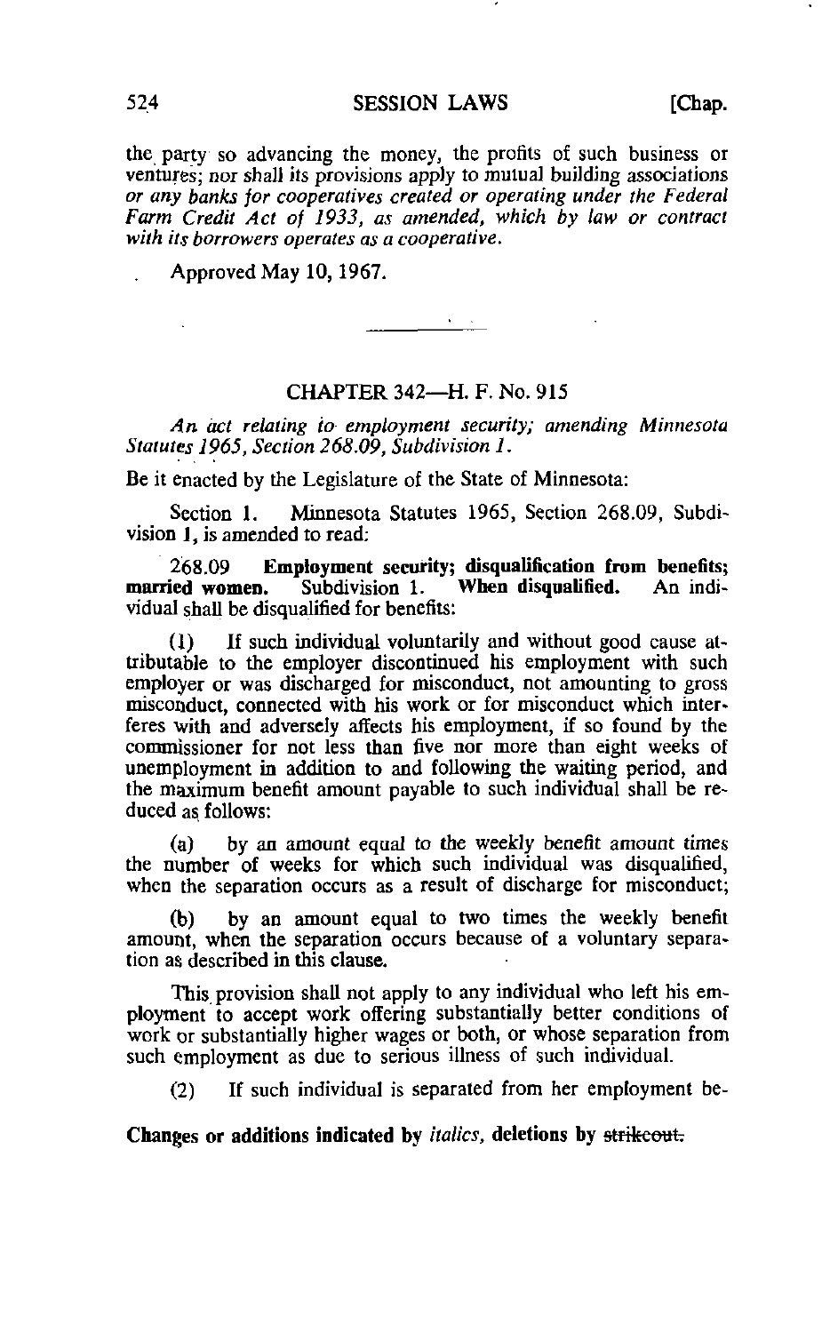the party so advancing the money, the profits of such business or ventures; nor shall its provisions apply to mutual building associations *or any banks for cooperatives created or operating under the Federal Farm Credit Act of 1933, as amended, which by law or contract with its borrowers operates as a cooperative.*

Approved May 10, 1967.

---

## CHAPTER 342—H. F. No. 915

*An act relating to employment security; amending Minnesota Statutes 1965, Section 268.09, Subdivision 1.*

Be it enacted by the Legislature of the State of Minnesota:

Section 1. Minnesota Statutes 1965, Section 268.09, Subdivision 1, is amended to read:

268.09 **Employment security; disqualification from benefits; married women.** Subdivision 1. **When disqualified.** An individual shall be disqualified for benefits:

(1) If such individual voluntarily and without good cause attributable to the employer discontinued his employment with such employer or was discharged for misconduct, not amounting to gross misconduct, connected with his work or for misconduct which interferes with and adversely affects his employment, if so found by the commissioner for not less than five nor more than eight weeks of unemployment in addition to and following the waiting period, and the maximum benefit amount payable to such individual shall be reduced as follows:

(a) by an amount equal to the weekly benefit amount times the number of weeks for which such individual was disqualified, when the separation occurs as a result of discharge for misconduct;

(b) by an amount equal to two times the weekly benefit amount, when the separation occurs because of a voluntary separation as described in this clause.

This provision shall not apply to any individual who left his employment to accept work offering substantially better conditions of work or substantially higher wages or both, or whose separation from such employment as due to serious illness of such individual.

(2) If such individual is separated from her employment be-

**Changes or additions indicated by** *italics*, **deletions by** ~~strikeout.~~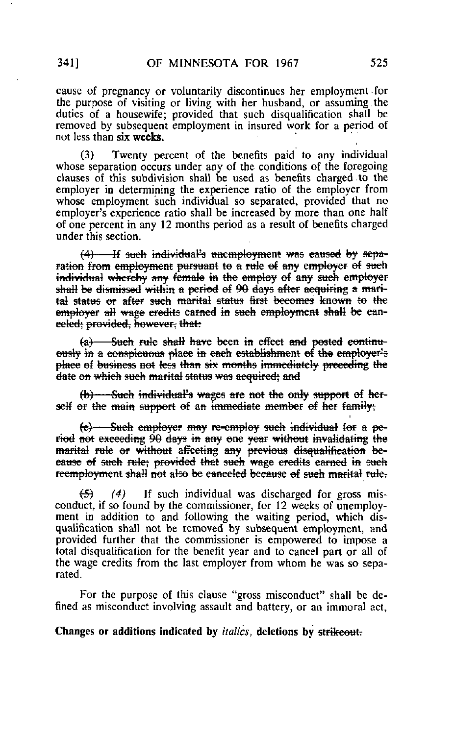cause of pregnancy or voluntarily discontinues her employment for the purpose of visiting or living with her husband, or assuming the duties of a housewife; provided that such disqualification shall be removed by subsequent employment in insured work for a period of not less than six weeks.

(3) Twenty percent of the benefits paid to any individual whose separation occurs under any of the conditions of the foregoing clauses of this subdivision shall be used as benefits charged to the employer in determining the experience ratio of the employer from whose employment such individual so separated, provided that no employer's experience ratio shall be increased by more than one half of one percent in any 12 months period as a result of benefits charged under this section.

~~(4) If such individual's unemployment was caused by separation from employment pursuant to a rule of any employer of such individual whereby any female in the employ of any such employer shall be dismissed within a period of 90 days after acquiring a marital status or after such marital status first becomes known to the employer all wage credits earned in such employment shall be canceled; provided, however, that:~~

~~(a) Such rule shall have been in effect and posted continuously in a conspicuous place in each establishment of the employer's place of business not less than six months immediately preceding the date on which such marital status was acquired; and~~

~~(b) Such individual's wages are not the only support of herself or the main support of an immediate member of her family;~~

~~(c) Such employer may re-employ such individual for a period not exceeding 90 days in any one year without invalidating the marital rule or without affecting any previous disqualification because of such rule; provided that such wage credits earned in such reemployment shall not also be canceled because of such marital rule.~~

~~(5)~~ *(4)* If such individual was discharged for gross misconduct, if so found by the commissioner, for 12 weeks of unemployment in addition to and following the waiting period, which disqualification shall not be removed by subsequent employment, and provided further that the commissioner is empowered to impose a total disqualification for the benefit year and to cancel part or all of the wage credits from the last employer from whom he was so separated.

For the purpose of this clause "gross misconduct" shall be defined as misconduct involving assault and battery, or an immoral act,

**Changes or additions indicated by *italics*, deletions by ~~strikeout.~~**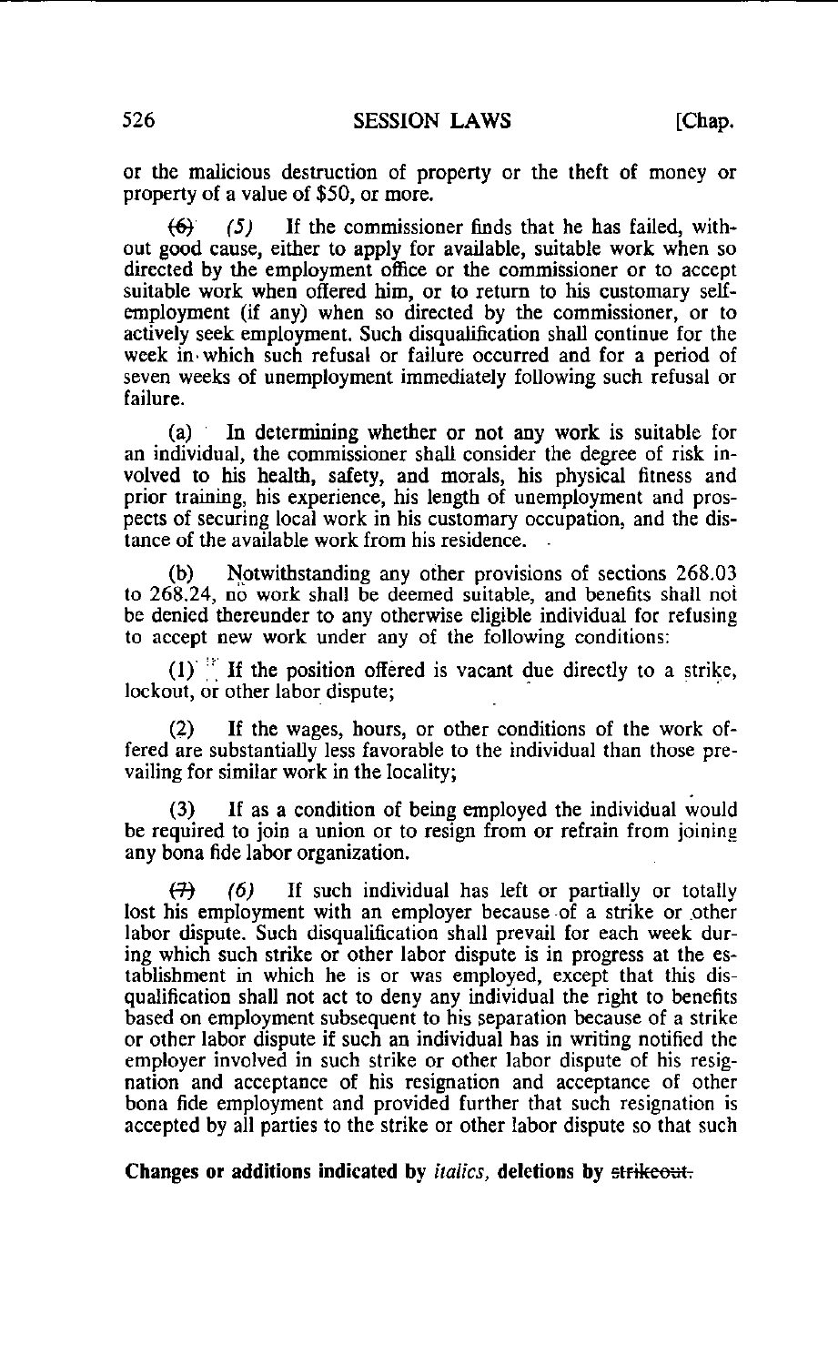or the malicious destruction of property or the theft of money or property of a value of $50, or more.

~~(6)~~ *(5)* If the commissioner finds that he has failed, without good cause, either to apply for available, suitable work when so directed by the employment office or the commissioner or to accept suitable work when offered him, or to return to his customary self-employment (if any) when so directed by the commissioner, or to actively seek employment. Such disqualification shall continue for the week in which such refusal or failure occurred and for a period of seven weeks of unemployment immediately following such refusal or failure.

(a) In determining whether or not any work is suitable for an individual, the commissioner shall consider the degree of risk involved to his health, safety, and morals, his physical fitness and prior training, his experience, his length of unemployment and prospects of securing local work in his customary occupation, and the distance of the available work from his residence.

(b) Notwithstanding any other provisions of sections 268.03 to 268.24, no work shall be deemed suitable, and benefits shall not be denied thereunder to any otherwise eligible individual for refusing to accept new work under any of the following conditions:

(1) If the position offered is vacant due directly to a strike, lockout, or other labor dispute;

(2) If the wages, hours, or other conditions of the work offered are substantially less favorable to the individual than those prevailing for similar work in the locality;

(3) If as a condition of being employed the individual would be required to join a union or to resign from or refrain from joining any bona fide labor organization.

~~(7)~~ *(6)* If such individual has left or partially or totally lost his employment with an employer because of a strike or other labor dispute. Such disqualification shall prevail for each week during which such strike or other labor dispute is in progress at the establishment in which he is or was employed, except that this disqualification shall not act to deny any individual the right to benefits based on employment subsequent to his separation because of a strike or other labor dispute if such an individual has in writing notified the employer involved in such strike or other labor dispute of his resignation and acceptance of his resignation and acceptance of other bona fide employment and provided further that such resignation is accepted by all parties to the strike or other labor dispute so that such

**Changes or additions indicated by *italics*, deletions by ~~strikeout.~~**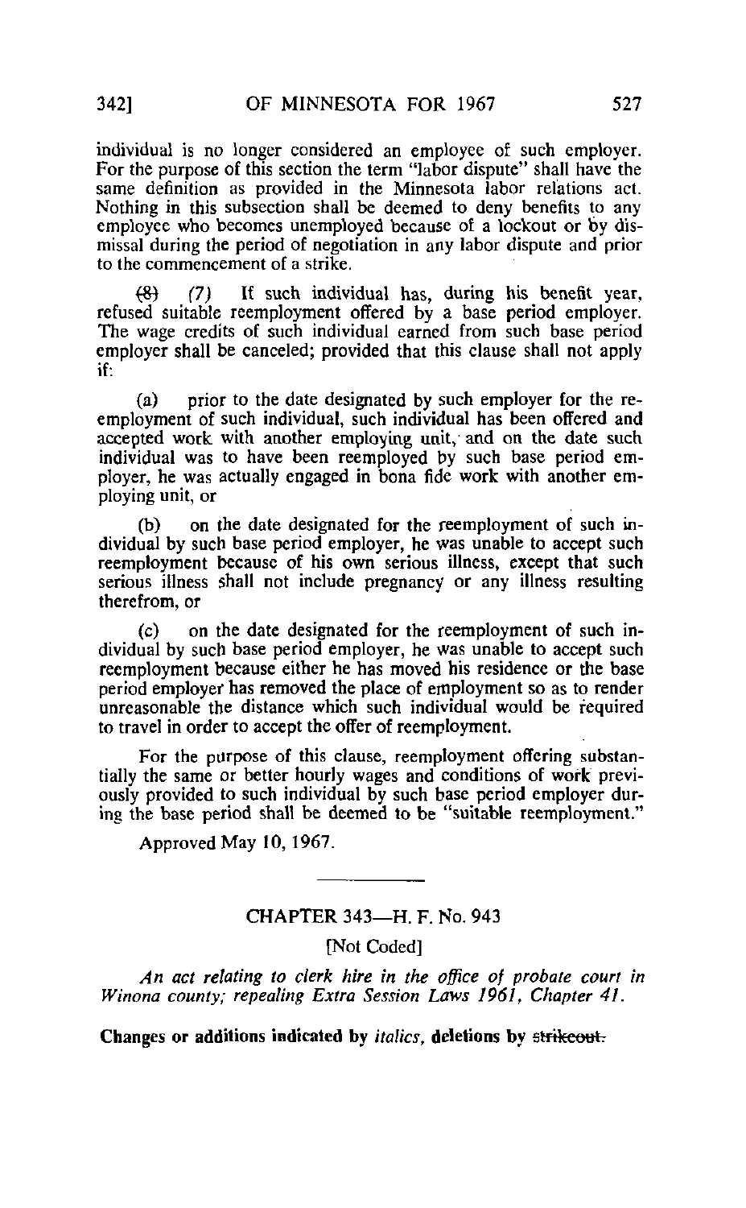individual is no longer considered an employee of such employer. For the purpose of this section the term "labor dispute" shall have the same definition as provided in the Minnesota labor relations act. Nothing in this subsection shall be deemed to deny benefits to any employee who becomes unemployed because of a lockout or by dismissal during the period of negotiation in any labor dispute and prior to the commencement of a strike.

~~(8)~~ *(7)* If such individual has, during his benefit year, refused suitable reemployment offered by a base period employer. The wage credits of such individual earned from such base period employer shall be canceled; provided that this clause shall not apply if:

(a) prior to the date designated by such employer for the reemployment of such individual, such individual has been offered and accepted work with another employing unit, and on the date such individual was to have been reemployed by such base period employer, he was actually engaged in bona fide work with another employing unit, or

(b) on the date designated for the reemployment of such individual by such base period employer, he was unable to accept such reemployment because of his own serious illness, except that such serious illness shall not include pregnancy or any illness resulting therefrom, or

(c) on the date designated for the reemployment of such individual by such base period employer, he was unable to accept such reemployment because either he has moved his residence or the base period employer has removed the place of employment so as to render unreasonable the distance which such individual would be required to travel in order to accept the offer of reemployment.

For the purpose of this clause, reemployment offering substantially the same or better hourly wages and conditions of work previously provided to such individual by such base period employer during the base period shall be deemed to be "suitable reemployment."

Approved May 10, 1967.

---

## CHAPTER 343—H. F. No. 943

[Not Coded]

*An act relating to clerk hire in the office of probate court in Winona county; repealing Extra Session Laws 1961, Chapter 41.*

**Changes or additions indicated by *italics*, deletions by ~~strikeout~~.**